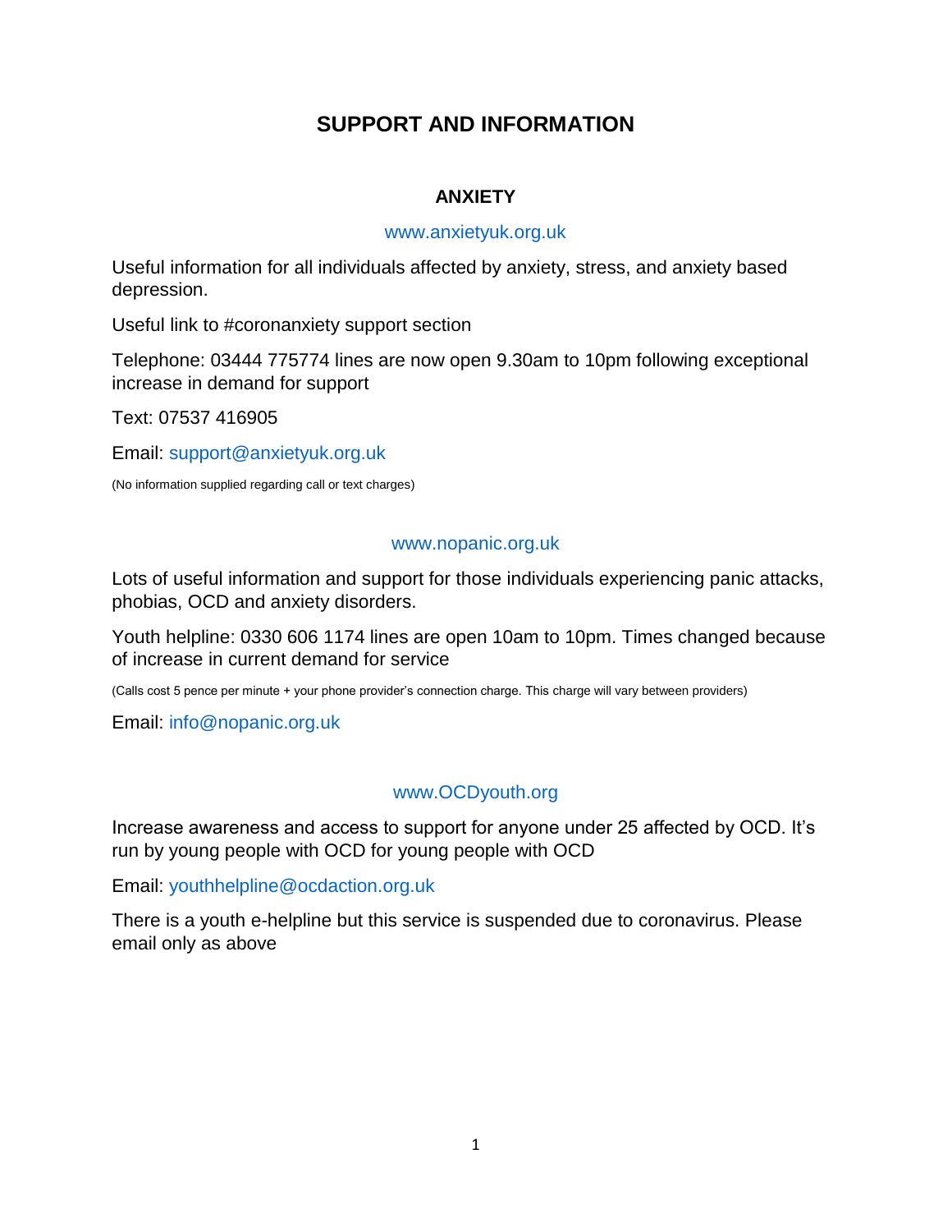# SUPPORT AND INFORMATION

## ANXIETY

www.anxietyuk.org.uk

Useful information for all individuals affected by anxiety, stress, and anxiety based depression.

Useful link to #coronanxiety support section

Telephone: 03444 775774 lines are now open 9.30am to 10pm following exceptional increase in demand for support

Text: 07537 416905

Email: support@anxietyuk.org.uk

(No information supplied regarding call or text charges)

www.nopanic.org.uk

Lots of useful information and support for those individuals experiencing panic attacks, phobias, OCD and anxiety disorders.

Youth helpline: 0330 606 1174 lines are open 10am to 10pm. Times changed because of increase in current demand for service

(Calls cost 5 pence per minute + your phone provider's connection charge. This charge will vary between providers)

Email: info@nopanic.org.uk

www.OCDyouth.org

Increase awareness and access to support for anyone under 25 affected by OCD. It's run by young people with OCD for young people with OCD

Email: youthhelpline@ocdaction.org.uk

There is a youth e-helpline but this service is suspended due to coronavirus. Please email only as above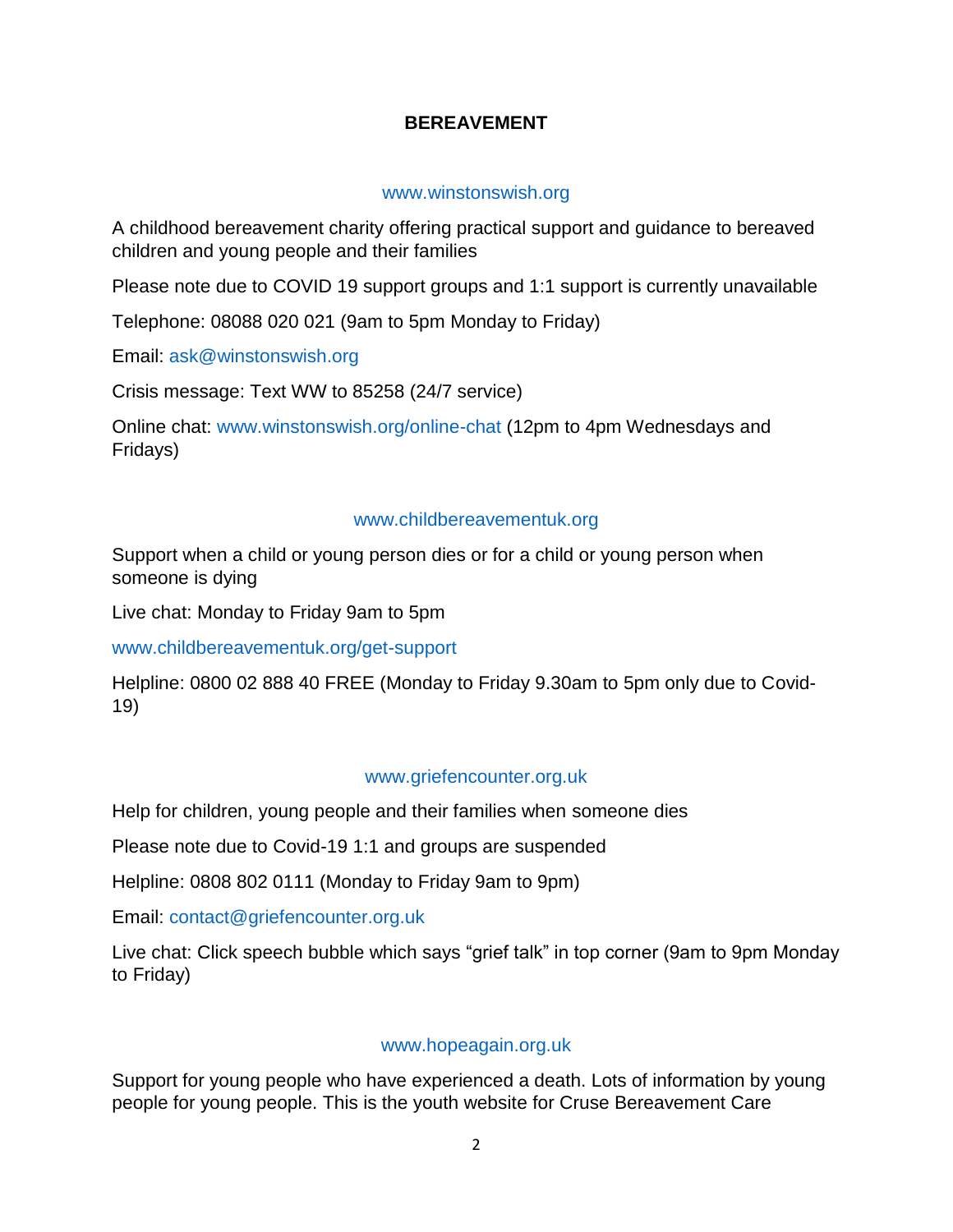# BEREAVEMENT

www.winstonswish.org

A childhood bereavement charity offering practical support and guidance to bereaved children and young people and their families

Please note due to COVID 19 support groups and 1:1 support is currently unavailable

Telephone: 08088 020 021 (9am to 5pm Monday to Friday)

Email: ask@winstonswish.org

Crisis message: Text WW to 85258 (24/7 service)

Online chat: www.winstonswish.org/online-chat (12pm to 4pm Wednesdays and Fridays)

www.childbereavementuk.org

Support when a child or young person dies or for a child or young person when someone is dying

Live chat: Monday to Friday 9am to 5pm

www.childbereavementuk.org/get-support

Helpline: 0800 02 888 40 FREE (Monday to Friday 9.30am to 5pm only due to Covid-19)

www.griefencounter.org.uk

Help for children, young people and their families when someone dies

Please note due to Covid-19 1:1 and groups are suspended

Helpline: 0808 802 0111 (Monday to Friday 9am to 9pm)

Email: contact@griefencounter.org.uk

Live chat: Click speech bubble which says "grief talk" in top corner (9am to 9pm Monday to Friday)

www.hopeagain.org.uk

Support for young people who have experienced a death. Lots of information by young people for young people. This is the youth website for Cruse Bereavement Care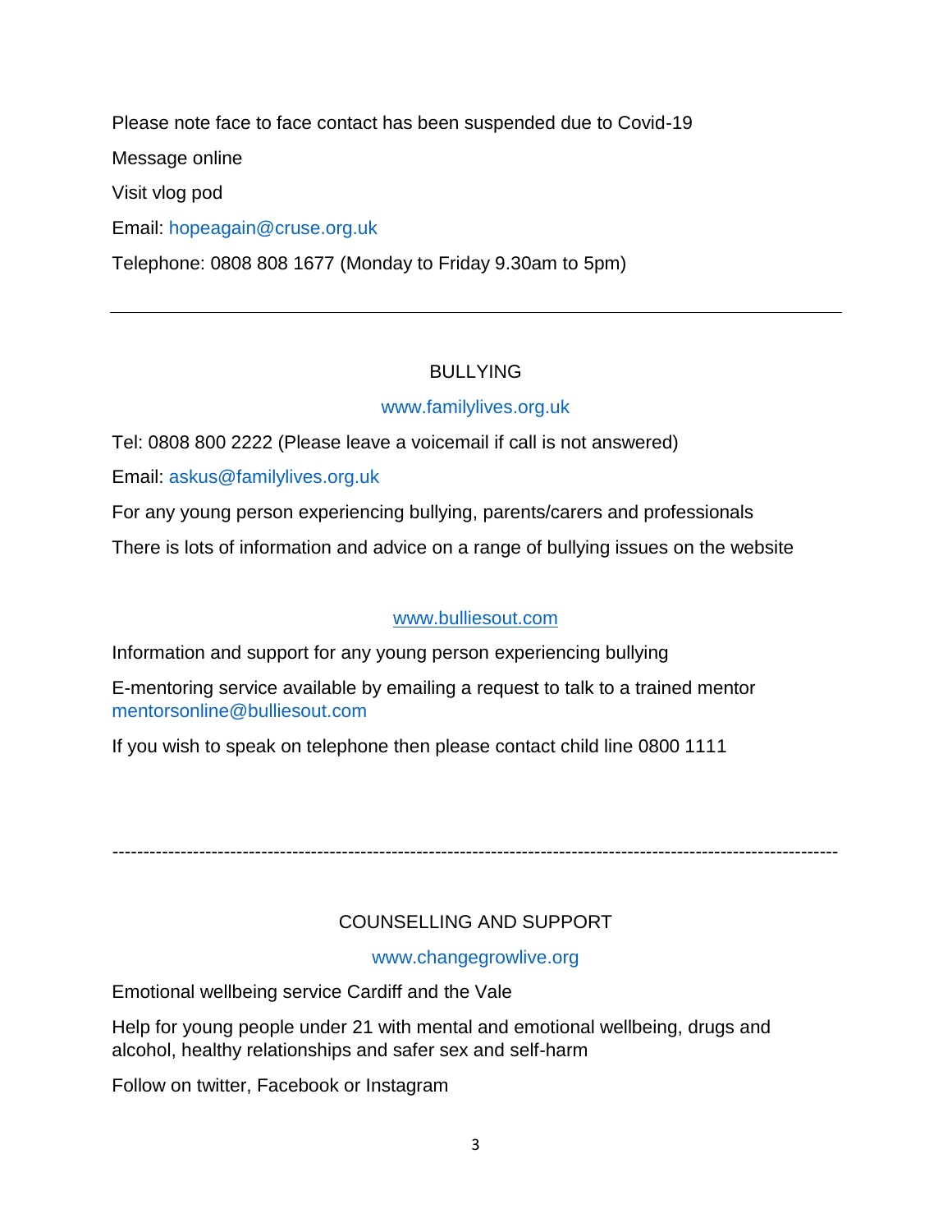Please note face to face contact has been suspended due to Covid-19

Message online

Visit vlog pod

Email: hopeagain@cruse.org.uk

Telephone: 0808 808 1677 (Monday to Friday 9.30am to 5pm)

---

## BULLYING

www.familylives.org.uk

Tel: 0808 800 2222 (Please leave a voicemail if call is not answered)

Email: askus@familylives.org.uk

For any young person experiencing bullying, parents/carers and professionals

There is lots of information and advice on a range of bullying issues on the website

www.bulliesout.com

Information and support for any young person experiencing bullying

E-mentoring service available by emailing a request to talk to a trained mentor mentorsonline@bulliesout.com

If you wish to speak on telephone then please contact child line 0800 1111

---

## COUNSELLING AND SUPPORT

www.changegrowlive.org

Emotional wellbeing service Cardiff and the Vale

Help for young people under 21 with mental and emotional wellbeing, drugs and alcohol, healthy relationships and safer sex and self-harm

Follow on twitter, Facebook or Instagram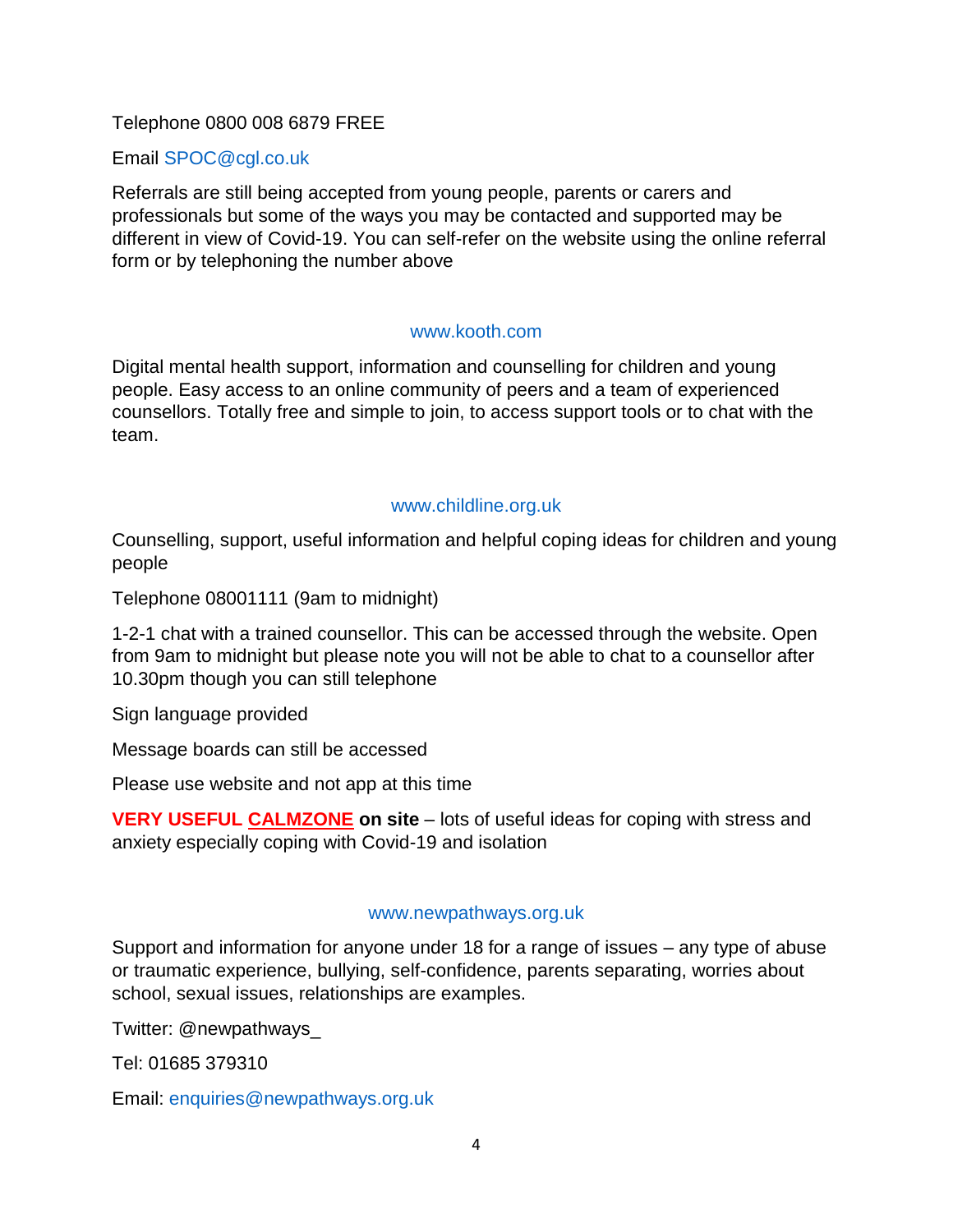Telephone 0800 008 6879 FREE

Email SPOC@cgl.co.uk

Referrals are still being accepted from young people, parents or carers and professionals but some of the ways you may be contacted and supported may be different in view of Covid-19. You can self-refer on the website using the online referral form or by telephoning the number above

www.kooth.com

Digital mental health support, information and counselling for children and young people. Easy access to an online community of peers and a team of experienced counsellors. Totally free and simple to join, to access support tools or to chat with the team.

www.childline.org.uk

Counselling, support, useful information and helpful coping ideas for children and young people

Telephone 08001111 (9am to midnight)

1-2-1 chat with a trained counsellor. This can be accessed through the website. Open from 9am to midnight but please note you will not be able to chat to a counsellor after 10.30pm though you can still telephone

Sign language provided

Message boards can still be accessed

Please use website and not app at this time

**VERY USEFUL CALMZONE on site** – lots of useful ideas for coping with stress and anxiety especially coping with Covid-19 and isolation

www.newpathways.org.uk

Support and information for anyone under 18 for a range of issues – any type of abuse or traumatic experience, bullying, self-confidence, parents separating, worries about school, sexual issues, relationships are examples.

Twitter: @newpathways_

Tel: 01685 379310

Email: enquiries@newpathways.org.uk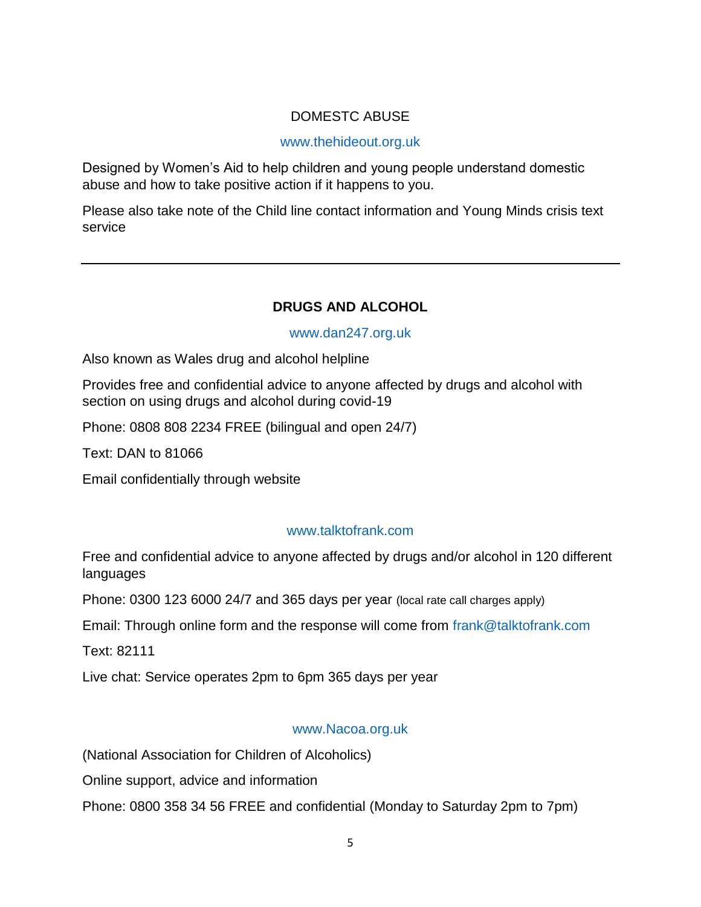## DOMESTC ABUSE

www.thehideout.org.uk

Designed by Women's Aid to help children and young people understand domestic abuse and how to take positive action if it happens to you.

Please also take note of the Child line contact information and Young Minds crisis text service

---

## DRUGS AND ALCOHOL

www.dan247.org.uk

Also known as Wales drug and alcohol helpline

Provides free and confidential advice to anyone affected by drugs and alcohol with section on using drugs and alcohol during covid-19

Phone: 0808 808 2234 FREE (bilingual and open 24/7)

Text: DAN to 81066

Email confidentially through website

www.talktofrank.com

Free and confidential advice to anyone affected by drugs and/or alcohol in 120 different languages

Phone: 0300 123 6000 24/7 and 365 days per year (local rate call charges apply)

Email: Through online form and the response will come from frank@talktofrank.com

Text: 82111

Live chat: Service operates 2pm to 6pm 365 days per year

www.Nacoa.org.uk

(National Association for Children of Alcoholics)

Online support, advice and information

Phone: 0800 358 34 56 FREE and confidential (Monday to Saturday 2pm to 7pm)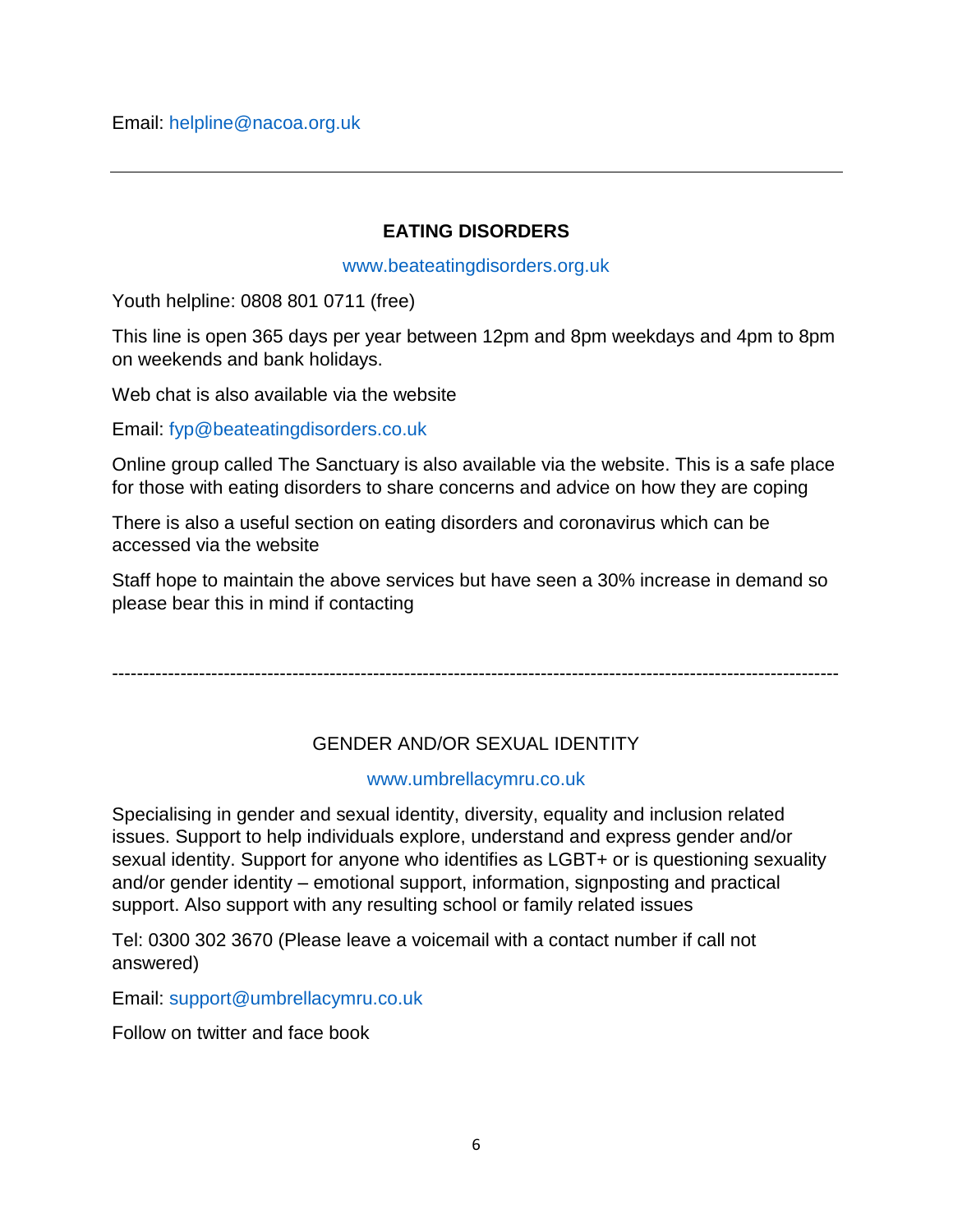Email: helpline@nacoa.org.uk

---

## EATING DISORDERS

www.beateatingdisorders.org.uk

Youth helpline: 0808 801 0711 (free)

This line is open 365 days per year between 12pm and 8pm weekdays and 4pm to 8pm on weekends and bank holidays.

Web chat is also available via the website

Email: fyp@beateatingdisorders.co.uk

Online group called The Sanctuary is also available via the website. This is a safe place for those with eating disorders to share concerns and advice on how they are coping

There is also a useful section on eating disorders and coronavirus which can be accessed via the website

Staff hope to maintain the above services but have seen a 30% increase in demand so please bear this in mind if contacting

---

## GENDER AND/OR SEXUAL IDENTITY

www.umbrellacymru.co.uk

Specialising in gender and sexual identity, diversity, equality and inclusion related issues. Support to help individuals explore, understand and express gender and/or sexual identity. Support for anyone who identifies as LGBT+ or is questioning sexuality and/or gender identity – emotional support, information, signposting and practical support. Also support with any resulting school or family related issues

Tel: 0300 302 3670 (Please leave a voicemail with a contact number if call not answered)

Email: support@umbrellacymru.co.uk

Follow on twitter and face book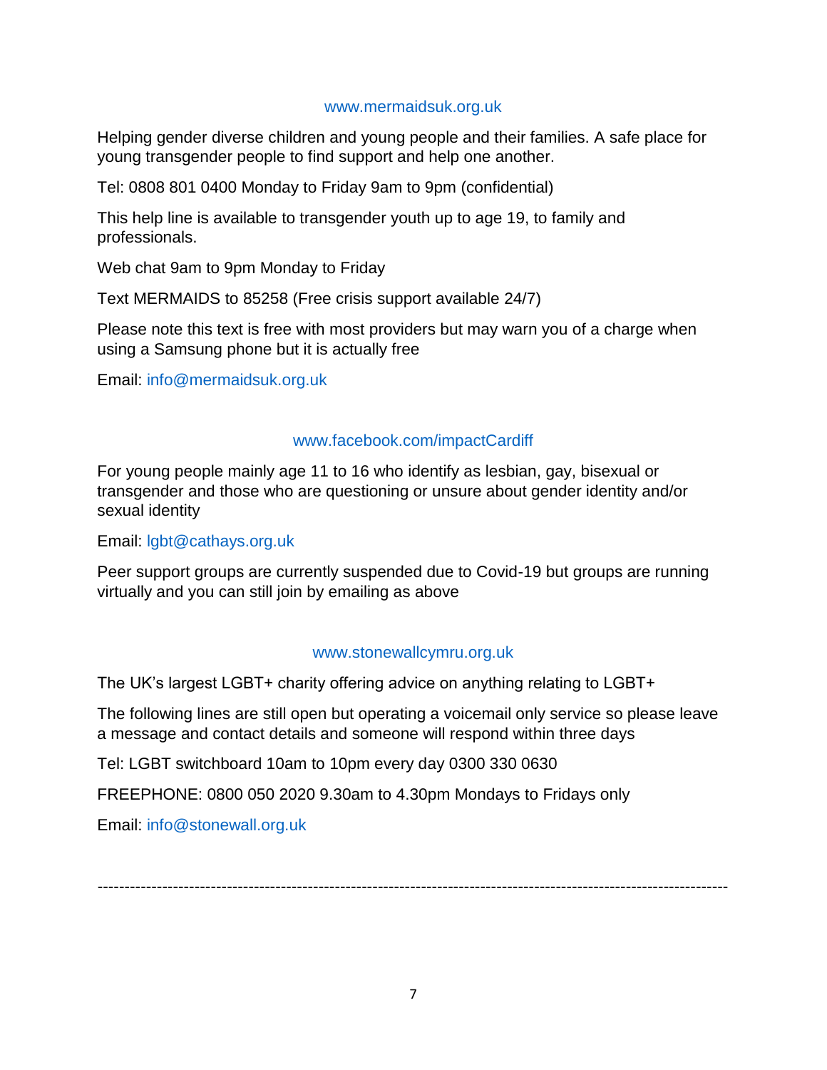www.mermaidsuk.org.uk

Helping gender diverse children and young people and their families. A safe place for young transgender people to find support and help one another.

Tel: 0808 801 0400 Monday to Friday 9am to 9pm (confidential)

This help line is available to transgender youth up to age 19, to family and professionals.

Web chat 9am to 9pm Monday to Friday

Text MERMAIDS to 85258 (Free crisis support available 24/7)

Please note this text is free with most providers but may warn you of a charge when using a Samsung phone but it is actually free

Email: info@mermaidsuk.org.uk

www.facebook.com/impactCardiff

For young people mainly age 11 to 16 who identify as lesbian, gay, bisexual or transgender and those who are questioning or unsure about gender identity and/or sexual identity

Email: lgbt@cathays.org.uk

Peer support groups are currently suspended due to Covid-19 but groups are running virtually and you can still join by emailing as above

www.stonewallcymru.org.uk

The UK's largest LGBT+ charity offering advice on anything relating to LGBT+

The following lines are still open but operating a voicemail only service so please leave a message and contact details and someone will respond within three days

Tel: LGBT switchboard 10am to 10pm every day 0300 330 0630

FREEPHONE: 0800 050 2020 9.30am to 4.30pm Mondays to Fridays only

Email: info@stonewall.org.uk

---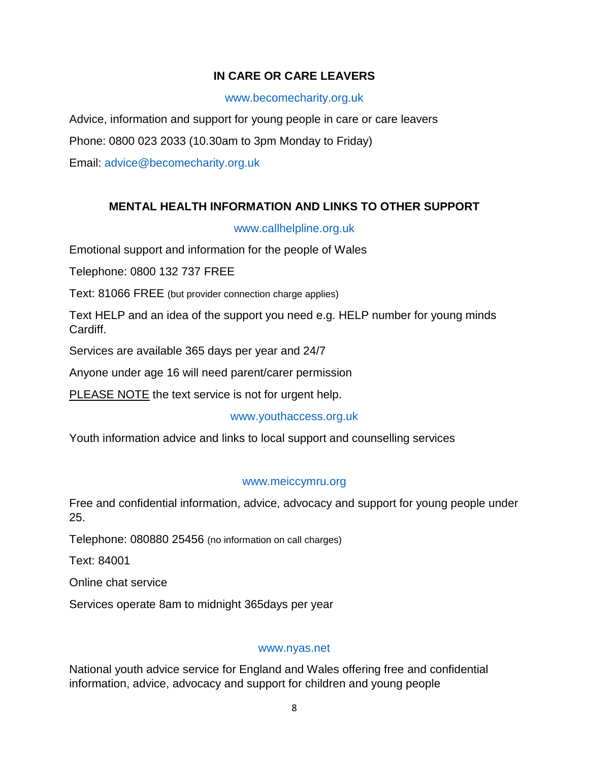## IN CARE OR CARE LEAVERS

www.becomecharity.org.uk

Advice, information and support for young people in care or care leavers

Phone: 0800 023 2033 (10.30am to 3pm Monday to Friday)

Email: advice@becomecharity.org.uk

## MENTAL HEALTH INFORMATION AND LINKS TO OTHER SUPPORT

www.callhelpline.org.uk

Emotional support and information for the people of Wales

Telephone: 0800 132 737 FREE

Text: 81066 FREE (but provider connection charge applies)

Text HELP and an idea of the support you need e.g. HELP number for young minds Cardiff.

Services are available 365 days per year and 24/7

Anyone under age 16 will need parent/carer permission

PLEASE NOTE the text service is not for urgent help.

www.youthaccess.org.uk

Youth information advice and links to local support and counselling services

www.meiccymru.org

Free and confidential information, advice, advocacy and support for young people under 25.

Telephone: 080880 25456 (no information on call charges)

Text: 84001

Online chat service

Services operate 8am to midnight 365days per year

www.nyas.net

National youth advice service for England and Wales offering free and confidential information, advice, advocacy and support for children and young people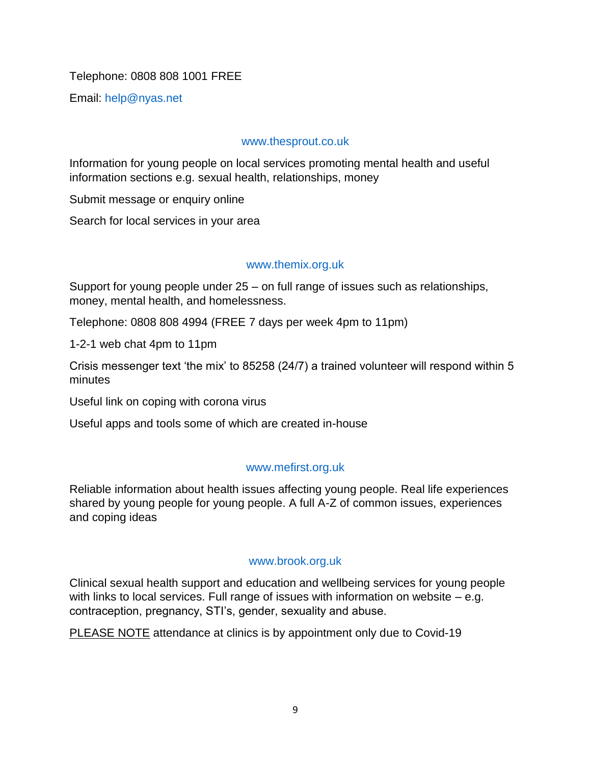Telephone: 0808 808 1001 FREE

Email: help@nyas.net

www.thesprout.co.uk

Information for young people on local services promoting mental health and useful information sections e.g. sexual health, relationships, money

Submit message or enquiry online

Search for local services in your area

www.themix.org.uk

Support for young people under 25 – on full range of issues such as relationships, money, mental health, and homelessness.

Telephone: 0808 808 4994 (FREE 7 days per week 4pm to 11pm)

1-2-1 web chat 4pm to 11pm

Crisis messenger text 'the mix' to 85258 (24/7) a trained volunteer will respond within 5 minutes

Useful link on coping with corona virus

Useful apps and tools some of which are created in-house

www.mefirst.org.uk

Reliable information about health issues affecting young people. Real life experiences shared by young people for young people. A full A-Z of common issues, experiences and coping ideas

www.brook.org.uk

Clinical sexual health support and education and wellbeing services for young people with links to local services. Full range of issues with information on website – e.g. contraception, pregnancy, STI's, gender, sexuality and abuse.

PLEASE NOTE attendance at clinics is by appointment only due to Covid-19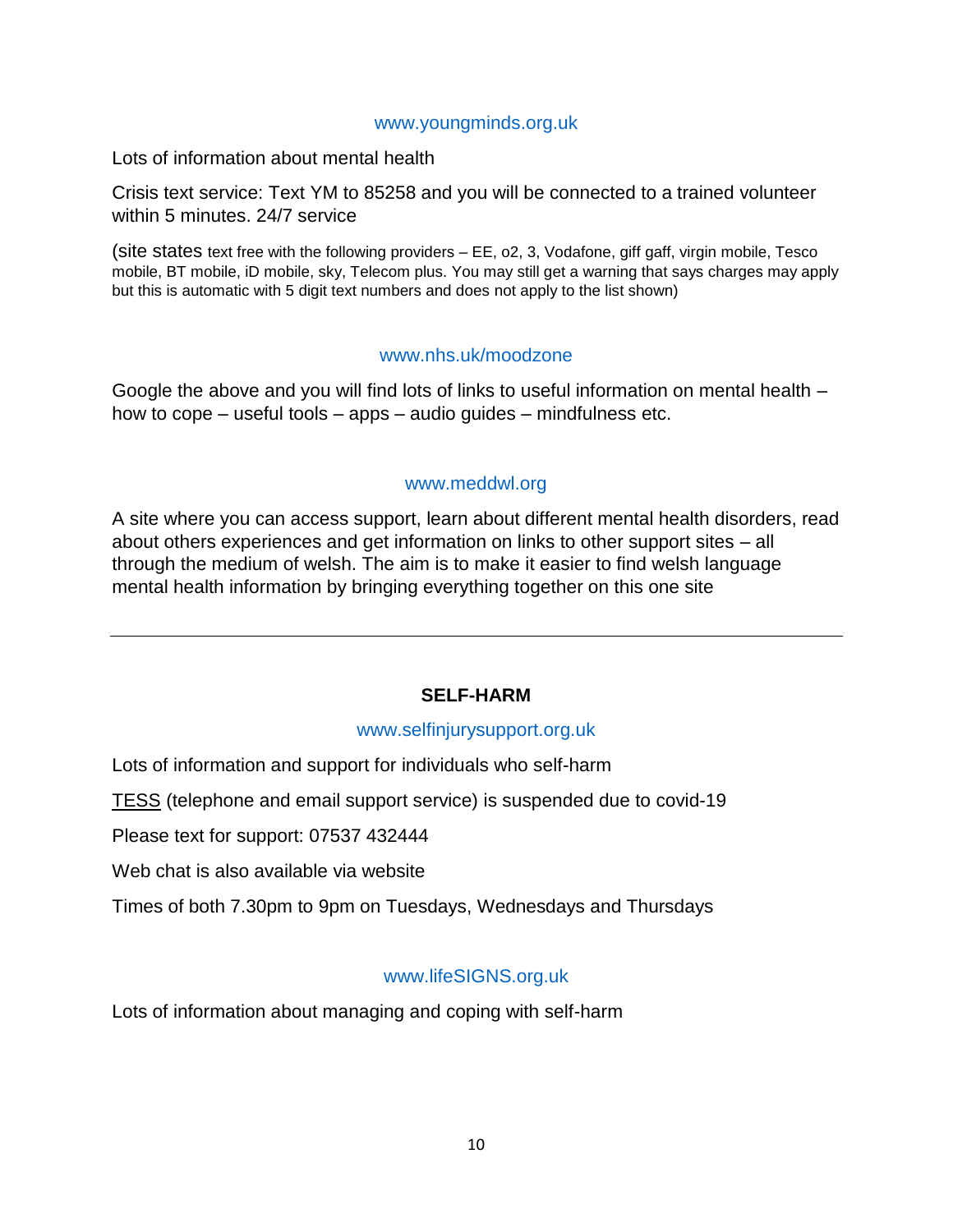www.youngminds.org.uk

Lots of information about mental health

Crisis text service: Text YM to 85258 and you will be connected to a trained volunteer within 5 minutes. 24/7 service

(site states text free with the following providers – EE, o2, 3, Vodafone, giff gaff, virgin mobile, Tesco mobile, BT mobile, iD mobile, sky, Telecom plus. You may still get a warning that says charges may apply but this is automatic with 5 digit text numbers and does not apply to the list shown)

www.nhs.uk/moodzone

Google the above and you will find lots of links to useful information on mental health – how to cope – useful tools – apps – audio guides – mindfulness etc.

www.meddwl.org

A site where you can access support, learn about different mental health disorders, read about others experiences and get information on links to other support sites – all through the medium of welsh. The aim is to make it easier to find welsh language mental health information by bringing everything together on this one site

---

## SELF-HARM

www.selfinjurysupport.org.uk

Lots of information and support for individuals who self-harm

TESS (telephone and email support service) is suspended due to covid-19

Please text for support: 07537 432444

Web chat is also available via website

Times of both 7.30pm to 9pm on Tuesdays, Wednesdays and Thursdays

www.lifeSIGNS.org.uk

Lots of information about managing and coping with self-harm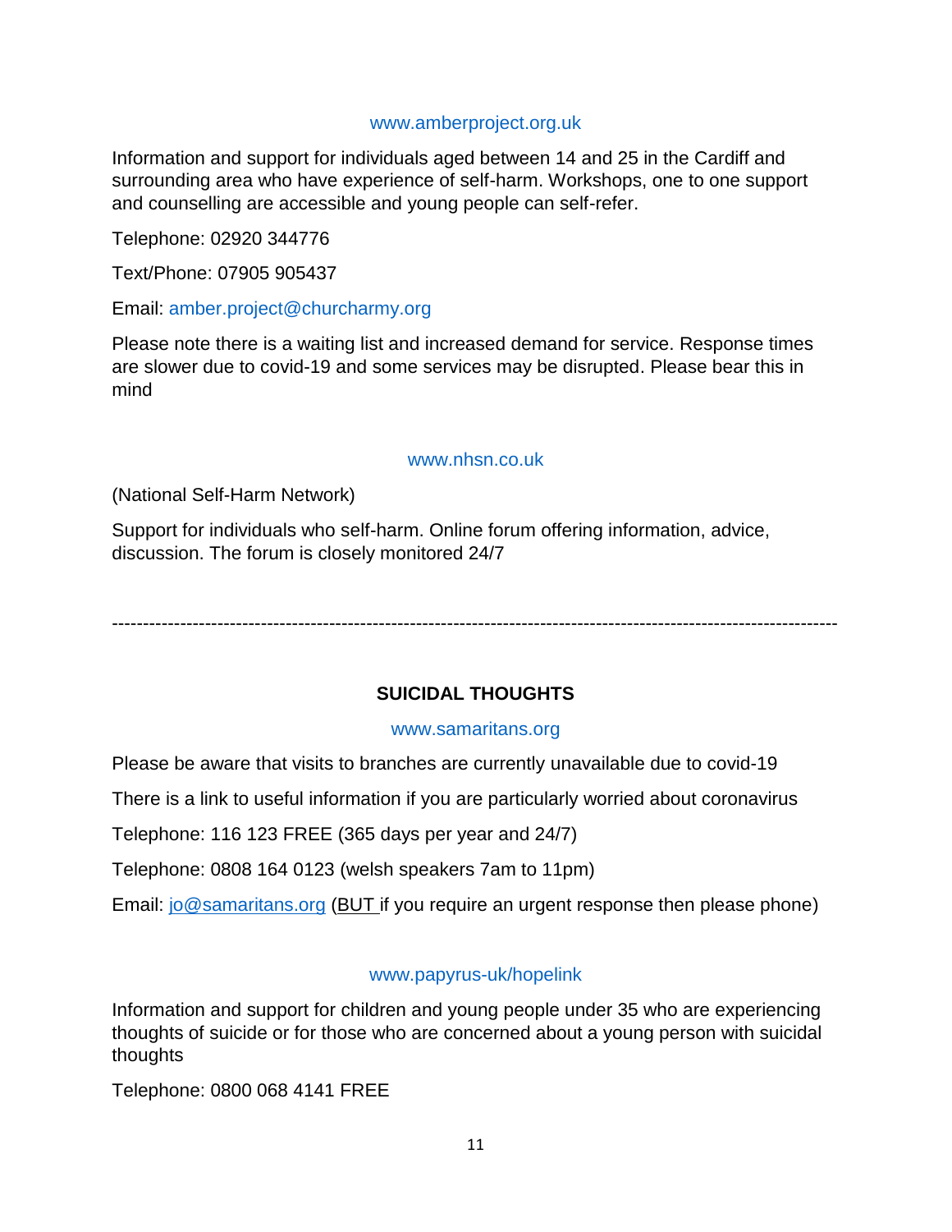www.amberproject.org.uk

Information and support for individuals aged between 14 and 25 in the Cardiff and surrounding area who have experience of self-harm. Workshops, one to one support and counselling are accessible and young people can self-refer.

Telephone: 02920 344776

Text/Phone: 07905 905437

Email: amber.project@churcharmy.org

Please note there is a waiting list and increased demand for service. Response times are slower due to covid-19 and some services may be disrupted. Please bear this in mind

www.nhsn.co.uk

(National Self-Harm Network)

Support for individuals who self-harm. Online forum offering information, advice, discussion. The forum is closely monitored 24/7

---

**SUICIDAL THOUGHTS**

www.samaritans.org

Please be aware that visits to branches are currently unavailable due to covid-19

There is a link to useful information if you are particularly worried about coronavirus

Telephone: 116 123 FREE (365 days per year and 24/7)

Telephone: 0808 164 0123 (welsh speakers 7am to 11pm)

Email: jo@samaritans.org (BUT if you require an urgent response then please phone)

www.papyrus-uk/hopelink

Information and support for children and young people under 35 who are experiencing thoughts of suicide or for those who are concerned about a young person with suicidal thoughts

Telephone: 0800 068 4141 FREE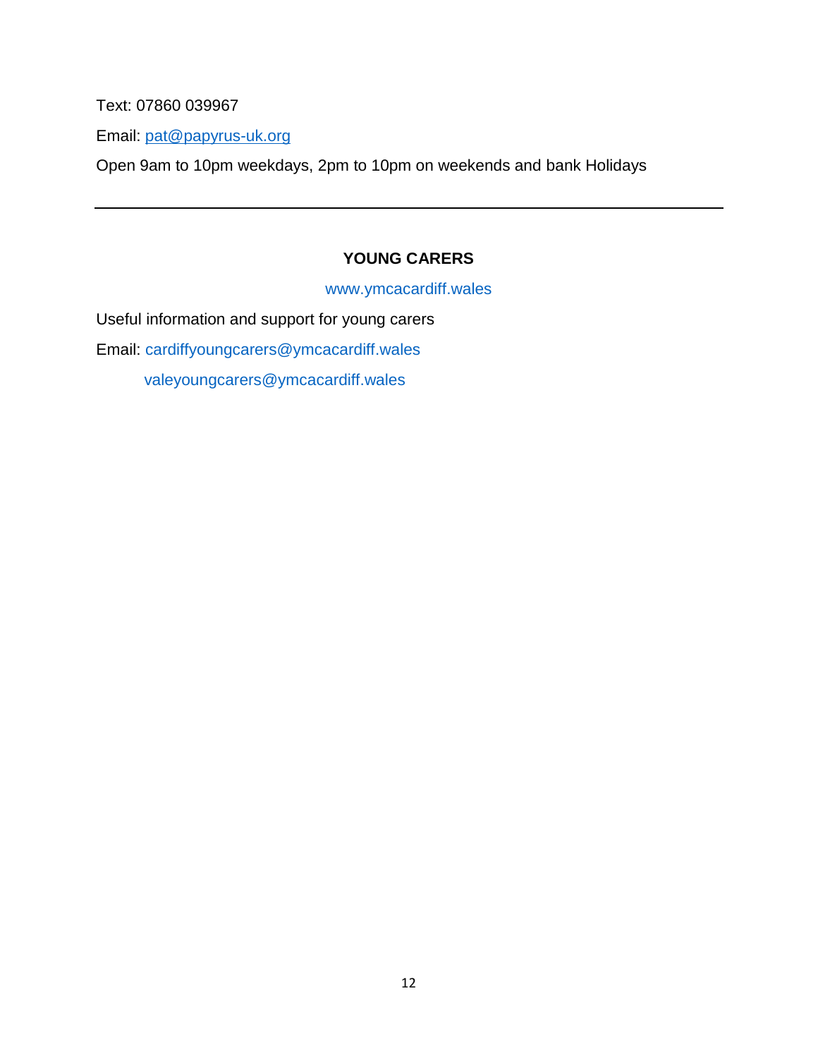Text: 07860 039967

Email: pat@papyrus-uk.org

Open 9am to 10pm weekdays, 2pm to 10pm on weekends and bank Holidays

---

## YOUNG CARERS

www.ymcacardiff.wales

Useful information and support for young carers

Email: cardiffyoungcarers@ymcacardiff.wales

valeyoungcarers@ymcacardiff.wales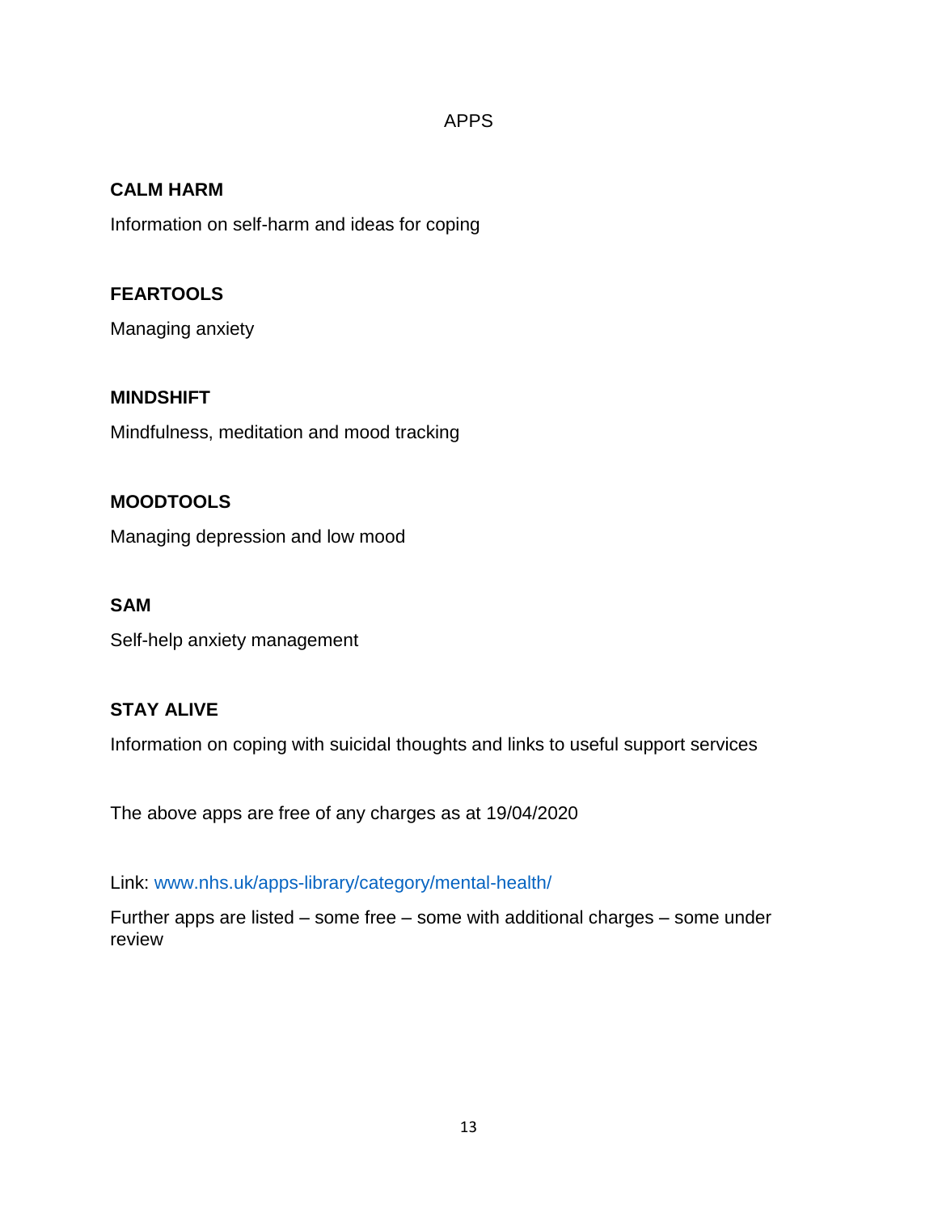# APPS

**CALM HARM**

Information on self-harm and ideas for coping

**FEARTOOLS**

Managing anxiety

**MINDSHIFT**

Mindfulness, meditation and mood tracking

**MOODTOOLS**

Managing depression and low mood

**SAM**

Self-help anxiety management

**STAY ALIVE**

Information on coping with suicidal thoughts and links to useful support services

The above apps are free of any charges as at 19/04/2020

Link: www.nhs.uk/apps-library/category/mental-health/

Further apps are listed – some free – some with additional charges – some under review